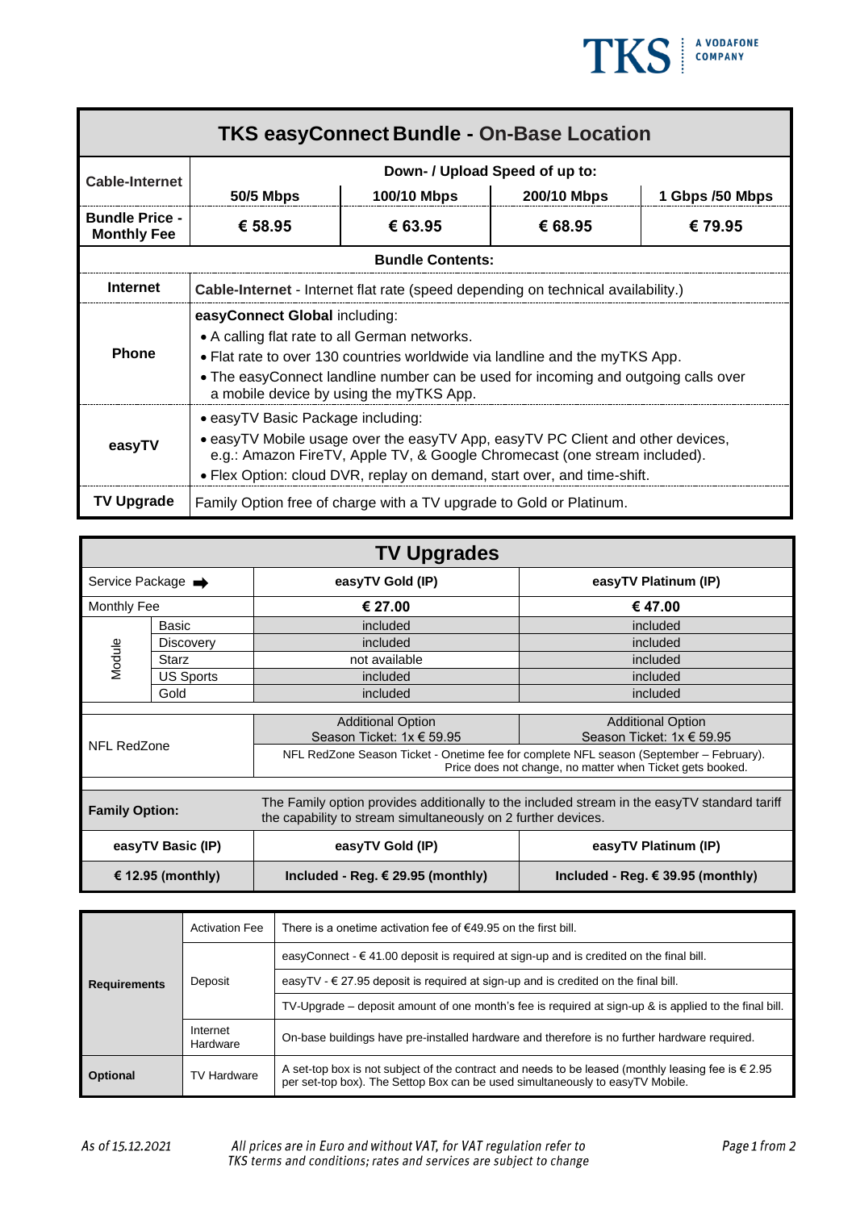TKS | A VODAFONE COMPANY

## TKS easyConnect Bundle - On-Base Location

| Cable-Internet | Down- / Upload Speed of up to: | | | |
|---|---|---|---|---|
| | 50/5 Mbps | 100/10 Mbps | 200/10 Mbps | 1 Gbps /50 Mbps |
| Bundle Price - Monthly Fee | € 58.95 | € 63.95 | € 68.95 | € 79.95 |

**Bundle Contents:**

| | |
|---|---|
| **Internet** | **Cable-Internet** - Internet flat rate (speed depending on technical availability.) |
| **Phone** | **easyConnect Global** including:<br>• A calling flat rate to all German networks.<br>• Flat rate to over 130 countries worldwide via landline and the myTKS App.<br>• The easyConnect landline number can be used for incoming and outgoing calls over a mobile device by using the myTKS App. |
| **easyTV** | • easyTV Basic Package including:<br>• easyTV Mobile usage over the easyTV App, easyTV PC Client and other devices, e.g.: Amazon FireTV, Apple TV, & Google Chromecast (one stream included).<br>• Flex Option: cloud DVR, replay on demand, start over, and time-shift. |
| **TV Upgrade** | Family Option free of charge with a TV upgrade to Gold or Platinum. |

## TV Upgrades

| Service Package ➡ | | easyTV Gold (IP) | easyTV Platinum (IP) |
|---|---|---|---|
| Monthly Fee | | € 27.00 | € 47.00 |
| Module | Basic | included | included |
| | Discovery | included | included |
| | Starz | not available | included |
| | US Sports | included | included |
| | Gold | included | included |
| NFL RedZone | | Additional Option<br>Season Ticket: 1x € 59.95 | Additional Option<br>Season Ticket: 1x € 59.95 |
| | | NFL RedZone Season Ticket - Onetime fee for complete NFL season (September – February). Price does not change, no matter when Ticket gets booked. | |
| **Family Option:** | | The Family option provides additionally to the included stream in the easyTV standard tariff the capability to stream simultaneously on 2 further devices. | |
| **easyTV Basic (IP)** | | **easyTV Gold (IP)** | **easyTV Platinum (IP)** |
| **€ 12.95 (monthly)** | | **Included - Reg. € 29.95 (monthly)** | **Included - Reg. € 39.95 (monthly)** |

| | | |
|---|---|---|
| **Requirements** | Activation Fee | There is a onetime activation fee of €49.95 on the first bill. |
| | Deposit | easyConnect - € 41.00 deposit is required at sign-up and is credited on the final bill. |
| | | easyTV - € 27.95 deposit is required at sign-up and is credited on the final bill. |
| | | TV-Upgrade – deposit amount of one month's fee is required at sign-up & is applied to the final bill. |
| | Internet Hardware | On-base buildings have pre-installed hardware and therefore is no further hardware required. |
| **Optional** | TV Hardware | A set-top box is not subject of the contract and needs to be leased (monthly leasing fee is € 2.95 per set-top box). The Settop Box can be used simultaneously to easyTV Mobile. |

*As of 15.12.2021*

*All prices are in Euro and without VAT, for VAT regulation refer to TKS terms and conditions; rates and services are subject to change*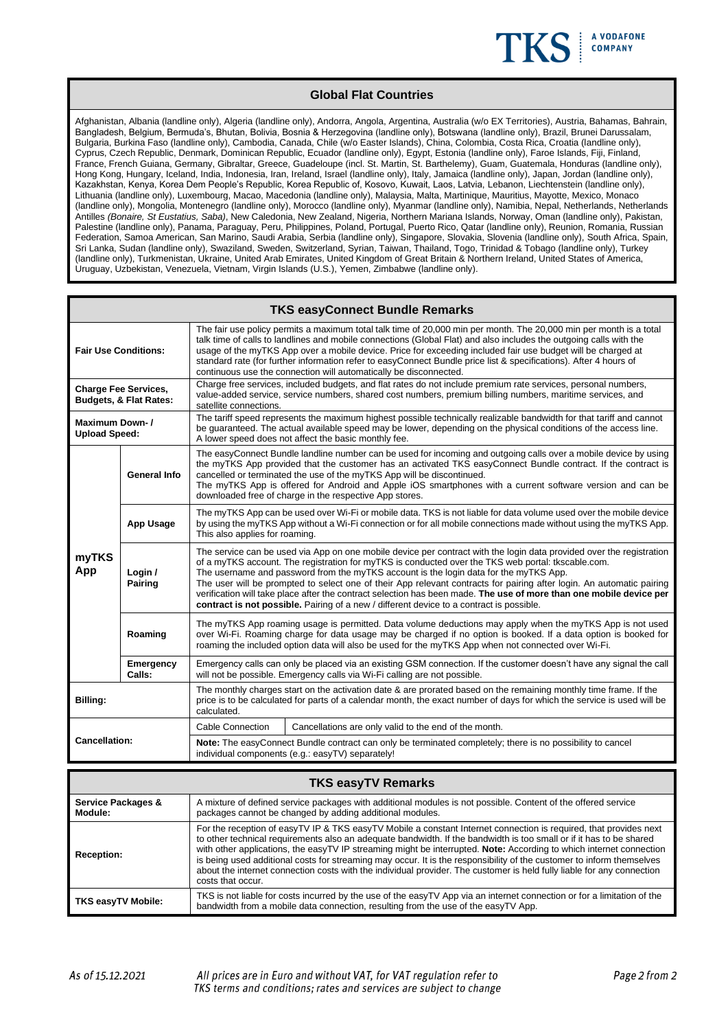## Global Flat Countries

Afghanistan, Albania (landline only), Algeria (landline only), Andorra, Angola, Argentina, Australia (w/o EX Territories), Austria, Bahamas, Bahrain, Bangladesh, Belgium, Bermuda's, Bhutan, Bolivia, Bosnia & Herzegovina (landline only), Botswana (landline only), Brazil, Brunei Darussalam, Bulgaria, Burkina Faso (landline only), Cambodia, Canada, Chile (w/o Easter Islands), China, Colombia, Costa Rica, Croatia (landline only), Cyprus, Czech Republic, Denmark, Dominican Republic, Ecuador (landline only), Egypt, Estonia (landline only), Faroe Islands, Fiji, Finland, France, French Guiana, Germany, Gibraltar, Greece, Guadeloupe (incl. St. Martin, St. Barthelemy), Guam, Guatemala, Honduras (landline only), Hong Kong, Hungary, Iceland, India, Indonesia, Iran, Ireland, Israel (landline only), Italy, Jamaica (landline only), Japan, Jordan (landline only), Kazakhstan, Kenya, Korea Dem People's Republic, Korea Republic of, Kosovo, Kuwait, Laos, Latvia, Lebanon, Liechtenstein (landline only), Lithuania (landline only), Luxembourg, Macao, Macedonia (landline only), Malaysia, Malta, Martinique, Mauritius, Mayotte, Mexico, Monaco (landline only), Mongolia, Montenegro (landline only), Morocco (landline only), Myanmar (landline only), Namibia, Nepal, Netherlands, Netherlands Antilles *(Bonaire, St Eustatius, Saba)*, New Caledonia, New Zealand, Nigeria, Northern Mariana Islands, Norway, Oman (landline only), Pakistan, Palestine (landline only), Panama, Paraguay, Peru, Philippines, Poland, Portugal, Puerto Rico, Qatar (landline only), Reunion, Romania, Russian Federation, Samoa American, San Marino, Saudi Arabia, Serbia (landline only), Singapore, Slovakia, Slovenia (landline only), South Africa, Spain, Sri Lanka, Sudan (landline only), Swaziland, Sweden, Switzerland, Syrian, Taiwan, Thailand, Togo, Trinidad & Tobago (landline only), Turkey (landline only), Turkmenistan, Ukraine, United Arab Emirates, United Kingdom of Great Britain & Northern Ireland, United States of America, Uruguay, Uzbekistan, Venezuela, Vietnam, Virgin Islands (U.S.), Yemen, Zimbabwe (landline only).

## TKS easyConnect Bundle Remarks

| | | |
|---|---|---|
| **Fair Use Conditions:** | | The fair use policy permits a maximum total talk time of 20,000 min per month. The 20,000 min per month is a total talk time of calls to landlines and mobile connections (Global Flat) and also includes the outgoing calls with the usage of the myTKS App over a mobile device. Price for exceeding included fair use budget will be charged at standard rate (for further information refer to easyConnect Bundle price list & specifications). After 4 hours of continuous use the connection will automatically be disconnected. |
| **Charge Fee Services, Budgets, & Flat Rates:** | | Charge free services, included budgets, and flat rates do not include premium rate services, personal numbers, value-added service, service numbers, shared cost numbers, premium billing numbers, maritime services, and satellite connections. |
| **Maximum Down- / Upload Speed:** | | The tariff speed represents the maximum highest possible technically realizable bandwidth for that tariff and cannot be guaranteed. The actual available speed may be lower, depending on the physical conditions of the access line. A lower speed does not affect the basic monthly fee. |
| **myTKS App** | **General Info** | The easyConnect Bundle landline number can be used for incoming and outgoing calls over a mobile device by using the myTKS App provided that the customer has an activated TKS easyConnect Bundle contract. If the contract is cancelled or terminated the use of the myTKS App will be discontinued. The myTKS App is offered for Android and Apple iOS smartphones with a current software version and can be downloaded free of charge in the respective App stores. |
| | **App Usage** | The myTKS App can be used over Wi-Fi or mobile data. TKS is not liable for data volume used over the mobile device by using the myTKS App without a Wi-Fi connection or for all mobile connections made without using the myTKS App. This also applies for roaming. |
| | **Login / Pairing** | The service can be used via App on one mobile device per contract with the login data provided over the registration of a myTKS account. The registration for myTKS is conducted over the TKS web portal: tkscable.com. The username and password from the myTKS account is the login data for the myTKS App. The user will be prompted to select one of their App relevant contracts for pairing after login. An automatic pairing verification will take place after the contract selection has been made. **The use of more than one mobile device per contract is not possible.** Pairing of a new / different device to a contract is possible. |
| | **Roaming** | The myTKS App roaming usage is permitted. Data volume deductions may apply when the myTKS App is not used over Wi-Fi. Roaming charge for data usage may be charged if no option is booked. If a data option is booked for roaming the included option data will also be used for the myTKS App when not connected over Wi-Fi. |
| | **Emergency Calls:** | Emergency calls can only be placed via an existing GSM connection. If the customer doesn't have any signal the call will not be possible. Emergency calls via Wi-Fi calling are not possible. |
| **Billing:** | | The monthly charges start on the activation date & are prorated based on the remaining monthly time frame. If the price is to be calculated for parts of a calendar month, the exact number of days for which the service is used will be calculated. |
| **Cancellation:** | Cable Connection | Cancellations are only valid to the end of the month. |
| | | **Note:** The easyConnect Bundle contract can only be terminated completely; there is no possibility to cancel individual components (e.g.: easyTV) separately! |

## TKS easyTV Remarks

| | |
|---|---|
| **Service Packages & Module:** | A mixture of defined service packages with additional modules is not possible. Content of the offered service packages cannot be changed by adding additional modules. |
| **Reception:** | For the reception of easyTV IP & TKS easyTV Mobile a constant Internet connection is required, that provides next to other technical requirements also an adequate bandwidth. If the bandwidth is too small or if it has to be shared with other applications, the easyTV IP streaming might be interrupted. **Note:** According to which internet connection is being used additional costs for streaming may occur. It is the responsibility of the customer to inform themselves about the internet connection costs with the individual provider. The customer is held fully liable for any connection costs that occur. |
| **TKS easyTV Mobile:** | TKS is not liable for costs incurred by the use of the easyTV App via an internet connection or for a limitation of the bandwidth from a mobile data connection, resulting from the use of the easyTV App. |

*As of 15.12.2021*

*All prices are in Euro and without VAT, for VAT regulation refer to TKS terms and conditions; rates and services are subject to change*